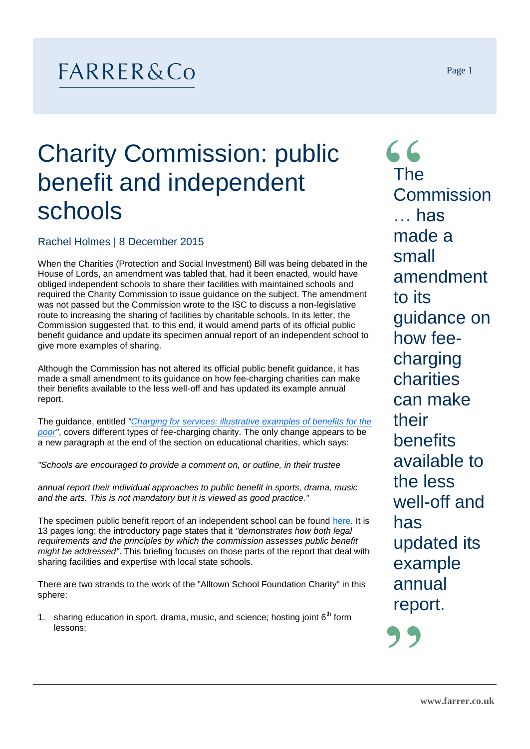# Charity Commission: public benefit and independent schools

Rachel Holmes | 8 December 2015

When the Charities (Protection and Social Investment) Bill was being debated in the House of Lords, an amendment was tabled that, had it been enacted, would have obliged independent schools to share their facilities with maintained schools and required the Charity Commission to issue guidance on the subject. The amendment was not passed but the Commission wrote to the ISC to discuss a non-legislative route to increasing the sharing of facilities by charitable schools. In its letter, the Commission suggested that, to this end, it would amend parts of its official public benefit guidance and update its specimen annual report of an independent school to give more examples of sharing.

Although the Commission has not altered its official public benefit guidance, it has made a small amendment to its guidance on how fee-charging charities can make their benefits available to the less well-off and has updated its example annual report.

> The Commission … has made a small amendment to its guidance on how fee-charging charities can make their benefits available to the less well-off and has updated its example annual report.

The guidance, entitled *"[Charging for services: illustrative examples of benefits for the poor](#)"*, covers different types of fee-charging charity. The only change appears to be a new paragraph at the end of the section on educational charities, which says:

*"Schools are encouraged to provide a comment on, or outline, in their trustee annual report their individual approaches to public benefit in sports, drama, music and the arts. This is not mandatory but it is viewed as good practice."*

The specimen public benefit report of an independent school can be found [here](#). It is 13 pages long; the introductory page states that it *"demonstrates how both legal requirements and the principles by which the commission assesses public benefit might be addressed"*. This briefing focuses on those parts of the report that deal with sharing facilities and expertise with local state schools.

There are two strands to the work of the "Alltown School Foundation Charity" in this sphere:

1. sharing education in sport, drama, music, and science; hosting joint 6th form lessons;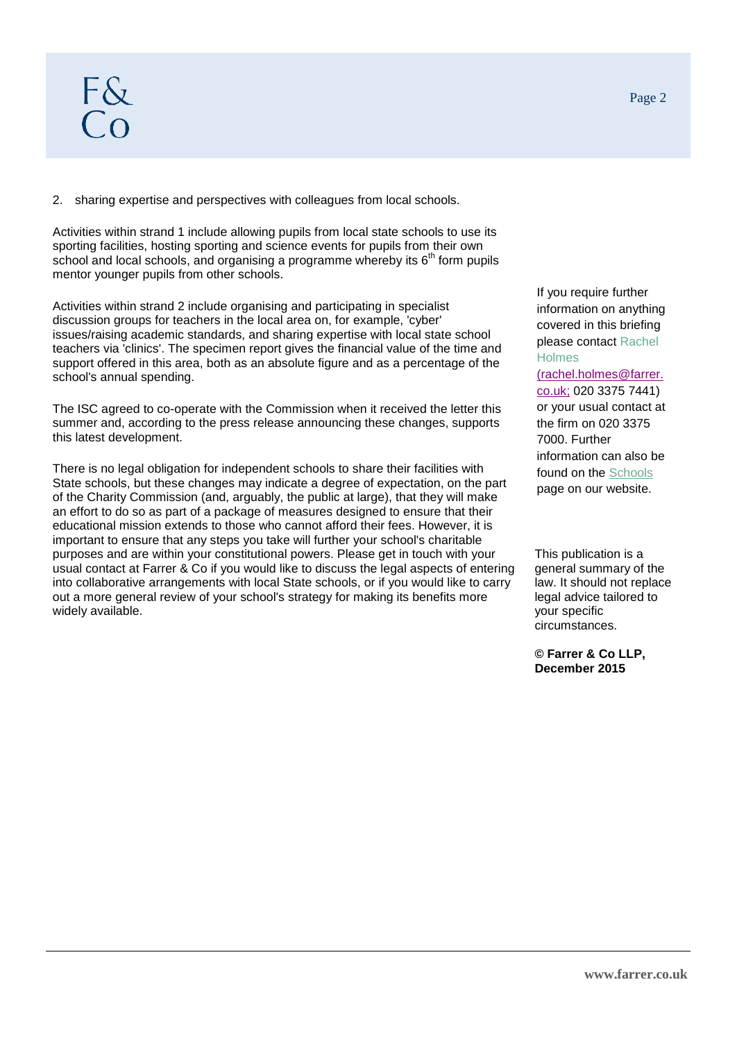2. sharing expertise and perspectives with colleagues from local schools.

Activities within strand 1 include allowing pupils from local state schools to use its sporting facilities, hosting sporting and science events for pupils from their own school and local schools, and organising a programme whereby its 6th form pupils mentor younger pupils from other schools.

Activities within strand 2 include organising and participating in specialist discussion groups for teachers in the local area on, for example, 'cyber' issues/raising academic standards, and sharing expertise with local state school teachers via 'clinics'. The specimen report gives the financial value of the time and support offered in this area, both as an absolute figure and as a percentage of the school's annual spending.

The ISC agreed to co-operate with the Commission when it received the letter this summer and, according to the press release announcing these changes, supports this latest development.

There is no legal obligation for independent schools to share their facilities with State schools, but these changes may indicate a degree of expectation, on the part of the Charity Commission (and, arguably, the public at large), that they will make an effort to do so as part of a package of measures designed to ensure that their educational mission extends to those who cannot afford their fees. However, it is important to ensure that any steps you take will further your school's charitable purposes and are within your constitutional powers. Please get in touch with your usual contact at Farrer & Co if you would like to discuss the legal aspects of entering into collaborative arrangements with local State schools, or if you would like to carry out a more general review of your school's strategy for making its benefits more widely available.

If you require further information on anything covered in this briefing please contact Rachel Holmes (rachel.holmes@farrer.co.uk; 020 3375 7441) or your usual contact at the firm on 020 3375 7000. Further information can also be found on the Schools page on our website.

This publication is a general summary of the law. It should not replace legal advice tailored to your specific circumstances.

**© Farrer & Co LLP, December 2015**